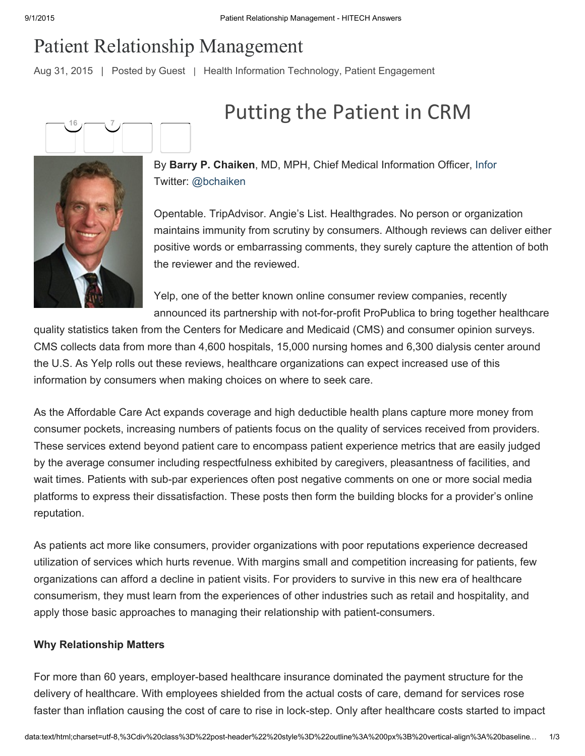# Patient Relationship Management

Aug 31, 2015 | Posted by Guest | Health Information Technology, Patient Engagement

## Putting the Patient in CRM

By **Barry P. Chaiken**, MD, MPH, Chief Medical Information Officer, Infor
Twitter: @bchaiken

Opentable. TripAdvisor. Angie's List. Healthgrades. No person or organization maintains immunity from scrutiny by consumers. Although reviews can deliver either positive words or embarrassing comments, they surely capture the attention of both the reviewer and the reviewed.

Yelp, one of the better known online consumer review companies, recently announced its partnership with not-for-profit ProPublica to bring together healthcare quality statistics taken from the Centers for Medicare and Medicaid (CMS) and consumer opinion surveys. CMS collects data from more than 4,600 hospitals, 15,000 nursing homes and 6,300 dialysis center around the U.S. As Yelp rolls out these reviews, healthcare organizations can expect increased use of this information by consumers when making choices on where to seek care.

As the Affordable Care Act expands coverage and high deductible health plans capture more money from consumer pockets, increasing numbers of patients focus on the quality of services received from providers. These services extend beyond patient care to encompass patient experience metrics that are easily judged by the average consumer including respectfulness exhibited by caregivers, pleasantness of facilities, and wait times. Patients with sub-par experiences often post negative comments on one or more social media platforms to express their dissatisfaction. These posts then form the building blocks for a provider's online reputation.

As patients act more like consumers, provider organizations with poor reputations experience decreased utilization of services which hurts revenue. With margins small and competition increasing for patients, few organizations can afford a decline in patient visits. For providers to survive in this new era of healthcare consumerism, they must learn from the experiences of other industries such as retail and hospitality, and apply those basic approaches to managing their relationship with patient-consumers.

**Why Relationship Matters**

For more than 60 years, employer-based healthcare insurance dominated the payment structure for the delivery of healthcare. With employees shielded from the actual costs of care, demand for services rose faster than inflation causing the cost of care to rise in lock-step. Only after healthcare costs started to impact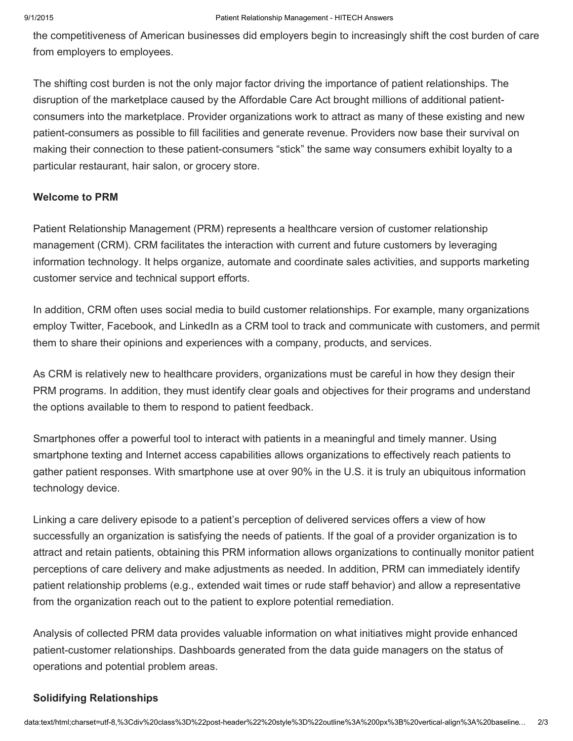the competitiveness of American businesses did employers begin to increasingly shift the cost burden of care from employers to employees.

The shifting cost burden is not the only major factor driving the importance of patient relationships. The disruption of the marketplace caused by the Affordable Care Act brought millions of additional patient-consumers into the marketplace. Provider organizations work to attract as many of these existing and new patient-consumers as possible to fill facilities and generate revenue. Providers now base their survival on making their connection to these patient-consumers "stick" the same way consumers exhibit loyalty to a particular restaurant, hair salon, or grocery store.

**Welcome to PRM**

Patient Relationship Management (PRM) represents a healthcare version of customer relationship management (CRM). CRM facilitates the interaction with current and future customers by leveraging information technology. It helps organize, automate and coordinate sales activities, and supports marketing customer service and technical support efforts.

In addition, CRM often uses social media to build customer relationships. For example, many organizations employ Twitter, Facebook, and LinkedIn as a CRM tool to track and communicate with customers, and permit them to share their opinions and experiences with a company, products, and services.

As CRM is relatively new to healthcare providers, organizations must be careful in how they design their PRM programs. In addition, they must identify clear goals and objectives for their programs and understand the options available to them to respond to patient feedback.

Smartphones offer a powerful tool to interact with patients in a meaningful and timely manner. Using smartphone texting and Internet access capabilities allows organizations to effectively reach patients to gather patient responses. With smartphone use at over 90% in the U.S. it is truly an ubiquitous information technology device.

Linking a care delivery episode to a patient's perception of delivered services offers a view of how successfully an organization is satisfying the needs of patients. If the goal of a provider organization is to attract and retain patients, obtaining this PRM information allows organizations to continually monitor patient perceptions of care delivery and make adjustments as needed. In addition, PRM can immediately identify patient relationship problems (e.g., extended wait times or rude staff behavior) and allow a representative from the organization reach out to the patient to explore potential remediation.

Analysis of collected PRM data provides valuable information on what initiatives might provide enhanced patient-customer relationships. Dashboards generated from the data guide managers on the status of operations and potential problem areas.

**Solidifying Relationships**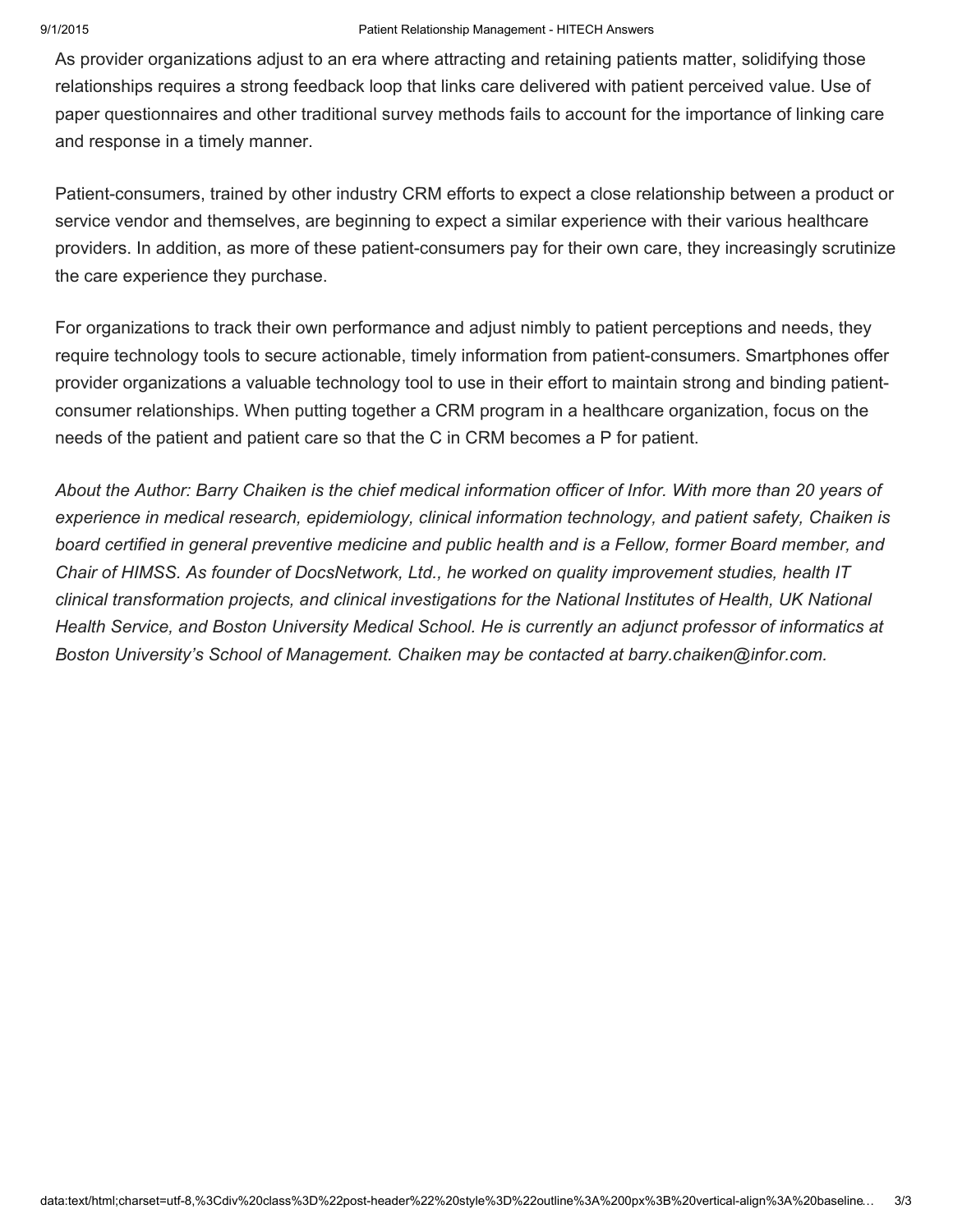As provider organizations adjust to an era where attracting and retaining patients matter, solidifying those relationships requires a strong feedback loop that links care delivered with patient perceived value. Use of paper questionnaires and other traditional survey methods fails to account for the importance of linking care and response in a timely manner.

Patient-consumers, trained by other industry CRM efforts to expect a close relationship between a product or service vendor and themselves, are beginning to expect a similar experience with their various healthcare providers. In addition, as more of these patient-consumers pay for their own care, they increasingly scrutinize the care experience they purchase.

For organizations to track their own performance and adjust nimbly to patient perceptions and needs, they require technology tools to secure actionable, timely information from patient-consumers. Smartphones offer provider organizations a valuable technology tool to use in their effort to maintain strong and binding patient-consumer relationships. When putting together a CRM program in a healthcare organization, focus on the needs of the patient and patient care so that the C in CRM becomes a P for patient.

*About the Author: Barry Chaiken is the chief medical information officer of Infor. With more than 20 years of experience in medical research, epidemiology, clinical information technology, and patient safety, Chaiken is board certified in general preventive medicine and public health and is a Fellow, former Board member, and Chair of HIMSS. As founder of DocsNetwork, Ltd., he worked on quality improvement studies, health IT clinical transformation projects, and clinical investigations for the National Institutes of Health, UK National Health Service, and Boston University Medical School. He is currently an adjunct professor of informatics at Boston University's School of Management. Chaiken may be contacted at barry.chaiken@infor.com.*